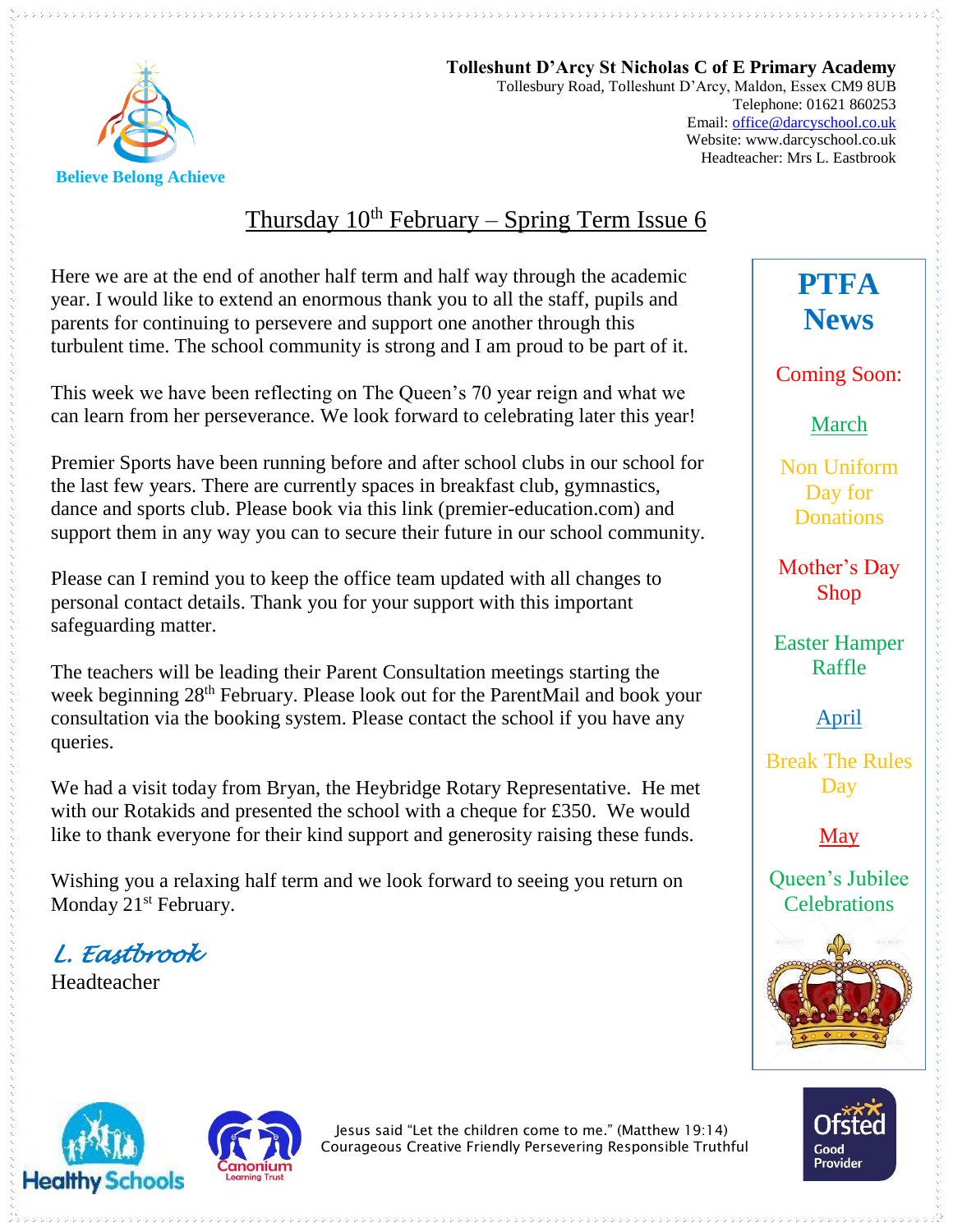**Tolleshunt D'Arcy St Nicholas C of E Primary Academy**
Tollesbury Road, Tolleshunt D'Arcy, Maldon, Essex CM9 8UB
Telephone: 01621 860253
Email: office@darcyschool.co.uk
Website: www.darcyschool.co.uk
Headteacher: Mrs L. Eastbrook

Believe Belong Achieve

# Thursday 10th February – Spring Term Issue 6

Here we are at the end of another half term and half way through the academic year. I would like to extend an enormous thank you to all the staff, pupils and parents for continuing to persevere and support one another through this turbulent time. The school community is strong and I am proud to be part of it.

This week we have been reflecting on The Queen's 70 year reign and what we can learn from her perseverance. We look forward to celebrating later this year!

Premier Sports have been running before and after school clubs in our school for the last few years. There are currently spaces in breakfast club, gymnastics, dance and sports club. Please book via this link (premier-education.com) and support them in any way you can to secure their future in our school community.

Please can I remind you to keep the office team updated with all changes to personal contact details. Thank you for your support with this important safeguarding matter.

The teachers will be leading their Parent Consultation meetings starting the week beginning 28th February. Please look out for the ParentMail and book your consultation via the booking system. Please contact the school if you have any queries.

We had a visit today from Bryan, the Heybridge Rotary Representative. He met with our Rotakids and presented the school with a cheque for £350. We would like to thank everyone for their kind support and generosity raising these funds.

Wishing you a relaxing half term and we look forward to seeing you return on Monday 21st February.

*L. Eastbrook*
Headteacher

## PTFA News

Coming Soon:

**March**

- Non Uniform Day for Donations
- Mother's Day Shop
- Easter Hamper Raffle

**April**

- Break The Rules Day

**May**

- Queen's Jubilee Celebrations

Jesus said "Let the children come to me." (Matthew 19:14)
Courageous Creative Friendly Persevering Responsible Truthful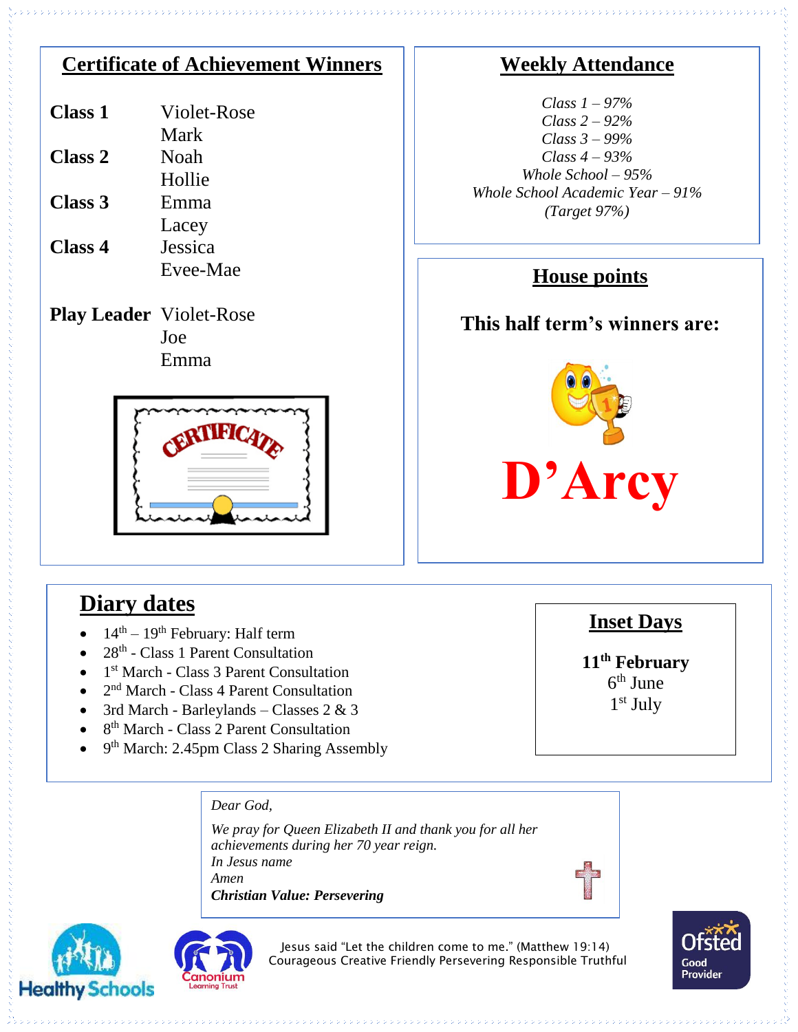## Certificate of Achievement Winners

| | |
|---|---|
| **Class 1** | Violet-Rose |
| | Mark |
| **Class 2** | Noah |
| | Hollie |
| **Class 3** | Emma |
| | Lacey |
| **Class 4** | Jessica |
| | Evee-Mae |
| **Play Leader** | Violet-Rose |
| | Joe |
| | Emma |

## Weekly Attendance

*Class 1 – 97%*
*Class 2 – 92%*
*Class 3 – 99%*
*Class 4 – 93%*
*Whole School – 95%*
*Whole School Academic Year – 91%*
*(Target 97%)*

## House points

**This half term's winners are:**

**D'Arcy**

## Diary dates

- 14th – 19th February: Half term
- 28th - Class 1 Parent Consultation
- 1st March - Class 3 Parent Consultation
- 2nd March - Class 4 Parent Consultation
- 3rd March - Barleylands – Classes 2 & 3
- 8th March - Class 2 Parent Consultation
- 9th March: 2.45pm Class 2 Sharing Assembly

### Inset Days

**11th February**
6th June
1st July

*Dear God,*

*We pray for Queen Elizabeth II and thank you for all her achievements during her 70 year reign.*
*In Jesus name*
*Amen*
***Christian Value: Persevering***

Healthy Schools

Canonium Learning Trust

Jesus said "Let the children come to me." (Matthew 19:14)
Courageous Creative Friendly Persevering Responsible Truthful

Ofsted Good Provider